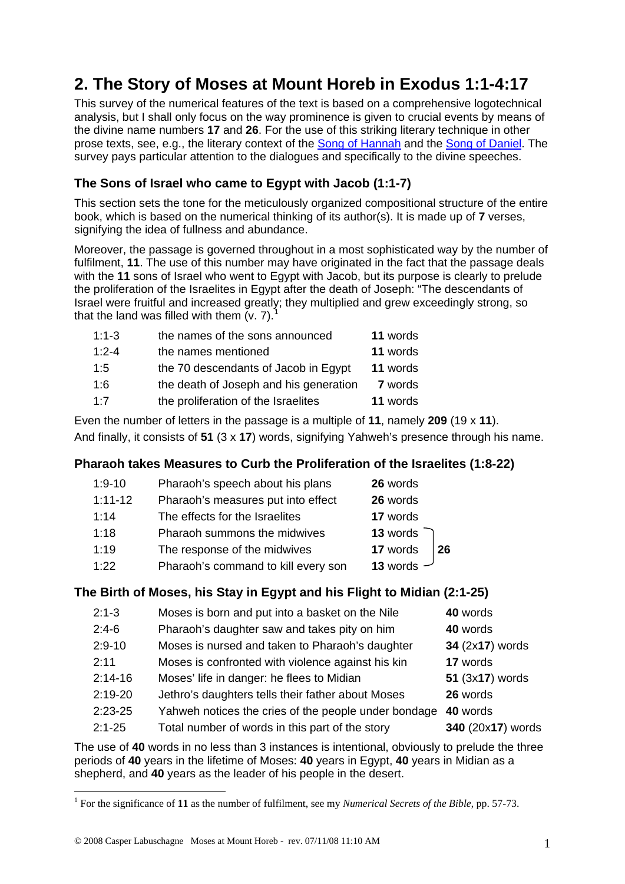# 2. The Story of Moses at Mount Horeb in Exodus 1:1-4:17

This survey of the numerical features of the text is based on a comprehensive logotechnical analysis, but I shall only focus on the way prominence is given to crucial events by means of the divine name numbers **17** and **26**. For the use of this striking literary technique in other prose texts, see, e.g., the literary context of the Song of Hannah and the Song of Daniel. The survey pays particular attention to the dialogues and specifically to the divine speeches.

## The Sons of Israel who came to Egypt with Jacob (1:1-7)

This section sets the tone for the meticulously organized compositional structure of the entire book, which is based on the numerical thinking of its author(s). It is made up of **7** verses, signifying the idea of fullness and abundance.

Moreover, the passage is governed throughout in a most sophisticated way by the number of fulfilment, **11**. The use of this number may have originated in the fact that the passage deals with the **11** sons of Israel who went to Egypt with Jacob, but its purpose is clearly to prelude the proliferation of the Israelites in Egypt after the death of Joseph: "The descendants of Israel were fruitful and increased greatly; they multiplied and grew exceedingly strong, so that the land was filled with them (v. 7).[1]

| | | |
|---|---|---|
| 1:1-3 | the names of the sons announced | **11** words |
| 1:2-4 | the names mentioned | **11** words |
| 1:5 | the 70 descendants of Jacob in Egypt | **11** words |
| 1:6 | the death of Joseph and his generation | **7** words |
| 1:7 | the proliferation of the Israelites | **11** words |

Even the number of letters in the passage is a multiple of **11**, namely **209** (19 x **11**).
And finally, it consists of **51** (3 x **17**) words, signifying Yahweh's presence through his name.

## Pharaoh takes Measures to Curb the Proliferation of the Israelites (1:8-22)

| | | | |
|---|---|---|---|
| 1:9-10 | Pharaoh's speech about his plans | **26** words | |
| 1:11-12 | Pharaoh's measures put into effect | **26** words | |
| 1:14 | The effects for the Israelites | **17** words | |
| 1:18 | Pharaoh summons the midwives | **13** words | |
| 1:19 | The response of the midwives | **17** words | **26** |
| 1:22 | Pharaoh's command to kill every son | **13** words | |

## The Birth of Moses, his Stay in Egypt and his Flight to Midian (2:1-25)

| | | |
|---|---|---|
| 2:1-3 | Moses is born and put into a basket on the Nile | **40** words |
| 2:4-6 | Pharaoh's daughter saw and takes pity on him | **40** words |
| 2:9-10 | Moses is nursed and taken to Pharaoh's daughter | **34** (2x**17**) words |
| 2:11 | Moses is confronted with violence against his kin | **17** words |
| 2:14-16 | Moses' life in danger: he flees to Midian | **51** (3x**17**) words |
| 2:19-20 | Jethro's daughters tells their father about Moses | **26** words |
| 2:23-25 | Yahweh notices the cries of the people under bondage | **40** words |
| 2:1-25 | Total number of words in this part of the story | **340** (20x**17**) words |

The use of **40** words in no less than 3 instances is intentional, obviously to prelude the three periods of **40** years in the lifetime of Moses: **40** years in Egypt, **40** years in Midian as a shepherd, and **40** years as the leader of his people in the desert.

---

[1] For the significance of **11** as the number of fulfilment, see my *Numerical Secrets of the Bible*, pp. 57-73.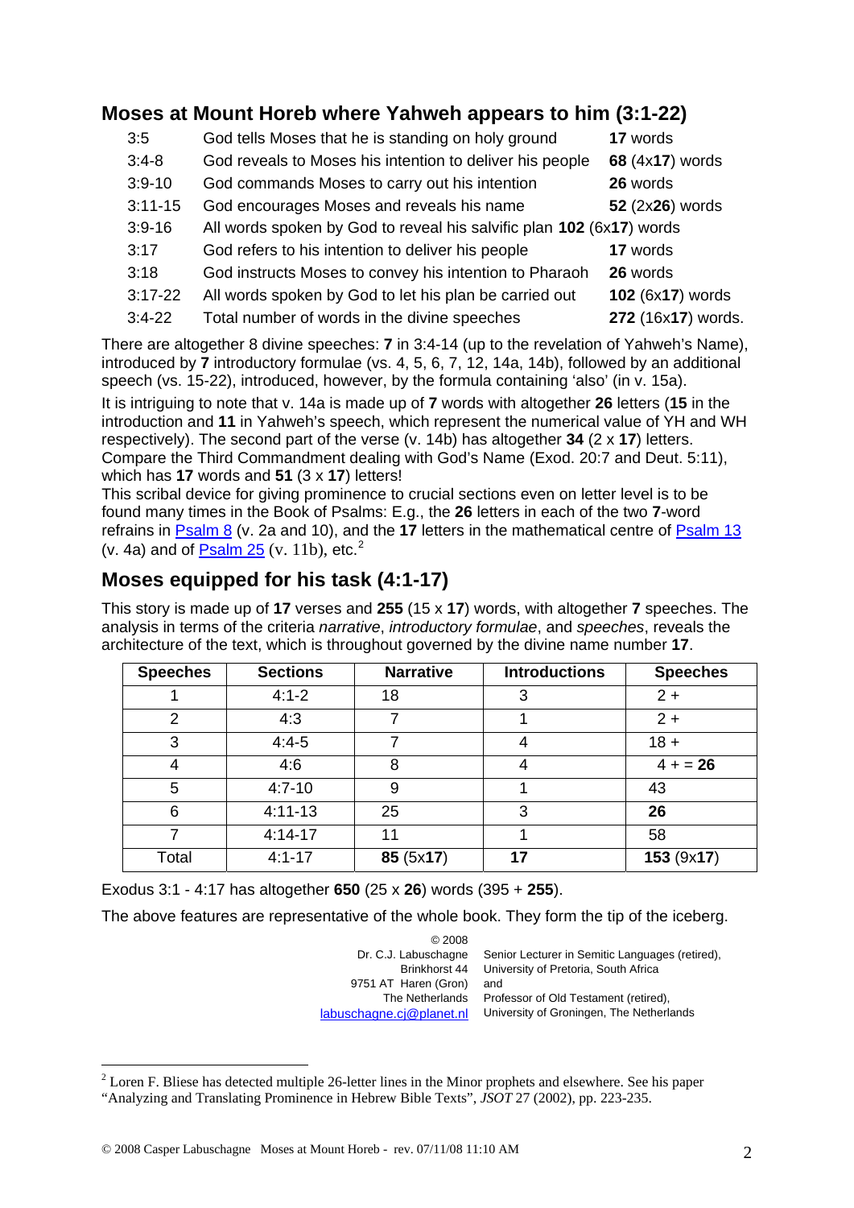## Moses at Mount Horeb where Yahweh appears to him (3:1-22)

| | | |
|---|---|---|
| 3:5 | God tells Moses that he is standing on holy ground | **17** words |
| 3:4-8 | God reveals to Moses his intention to deliver his people | **68** (4x**17**) words |
| 3:9-10 | God commands Moses to carry out his intention | **26** words |
| 3:11-15 | God encourages Moses and reveals his name | **52** (2x**26**) words |
| 3:9-16 | All words spoken by God to reveal his salvific plan | **102** (6x**17**) words |
| 3:17 | God refers to his intention to deliver his people | **17** words |
| 3:18 | God instructs Moses to convey his intention to Pharaoh | **26** words |
| 3:17-22 | All words spoken by God to let his plan be carried out | **102** (6x**17**) words |
| 3:4-22 | Total number of words in the divine speeches | **272** (16x**17**) words. |

There are altogether 8 divine speeches: **7** in 3:4-14 (up to the revelation of Yahweh's Name), introduced by **7** introductory formulae (vs. 4, 5, 6, 7, 12, 14a, 14b), followed by an additional speech (vs. 15-22), introduced, however, by the formula containing 'also' (in v. 15a).

It is intriguing to note that v. 14a is made up of **7** words with altogether **26** letters (**15** in the introduction and **11** in Yahweh's speech, which represent the numerical value of YH and WH respectively). The second part of the verse (v. 14b) has altogether **34** (2 x **17**) letters. Compare the Third Commandment dealing with God's Name (Exod. 20:7 and Deut. 5:11), which has **17** words and **51** (3 x **17**) letters!

This scribal device for giving prominence to crucial sections even on letter level is to be found many times in the Book of Psalms: E.g., the **26** letters in each of the two **7**-word refrains in Psalm 8 (v. 2a and 10), and the **17** letters in the mathematical centre of Psalm 13 (v. 4a) and of Psalm 25 (v. 11b), etc.[2]

## Moses equipped for his task (4:1-17)

This story is made up of **17** verses and **255** (15 x **17**) words, with altogether **7** speeches. The analysis in terms of the criteria *narrative*, *introductory formulae*, and *speeches*, reveals the architecture of the text, which is throughout governed by the divine name number **17**.

| Speeches | Sections | Narrative | Introductions | Speeches |
|---|---|---|---|---|
| 1 | 4:1-2 | 18 | 3 | 2 + |
| 2 | 4:3 | 7 | 1 | 2 + |
| 3 | 4:4-5 | 7 | 4 | 18 + |
| 4 | 4:6 | 8 | 4 | 4 + = **26** |
| 5 | 4:7-10 | 9 | 1 | 43 |
| 6 | 4:11-13 | 25 | 3 | **26** |
| 7 | 4:14-17 | 11 | 1 | 58 |
| Total | 4:1-17 | **85** (5x**17**) | **17** | **153** (9x**17**) |

Exodus 3:1 - 4:17 has altogether **650** (25 x **26**) words (395 + **255**).

The above features are representative of the whole book. They form the tip of the iceberg.

© 2008
Dr. C.J. Labuschagne
Brinkhorst 44
9751 AT Haren (Gron)
The Netherlands
labuschagne.cj@planet.nl

Senior Lecturer in Semitic Languages (retired),
University of Pretoria, South Africa
and
Professor of Old Testament (retired),
University of Groningen, The Netherlands

[2] Loren F. Bliese has detected multiple 26-letter lines in the Minor prophets and elsewhere. See his paper "Analyzing and Translating Prominence in Hebrew Bible Texts", *JSOT* 27 (2002), pp. 223-235.